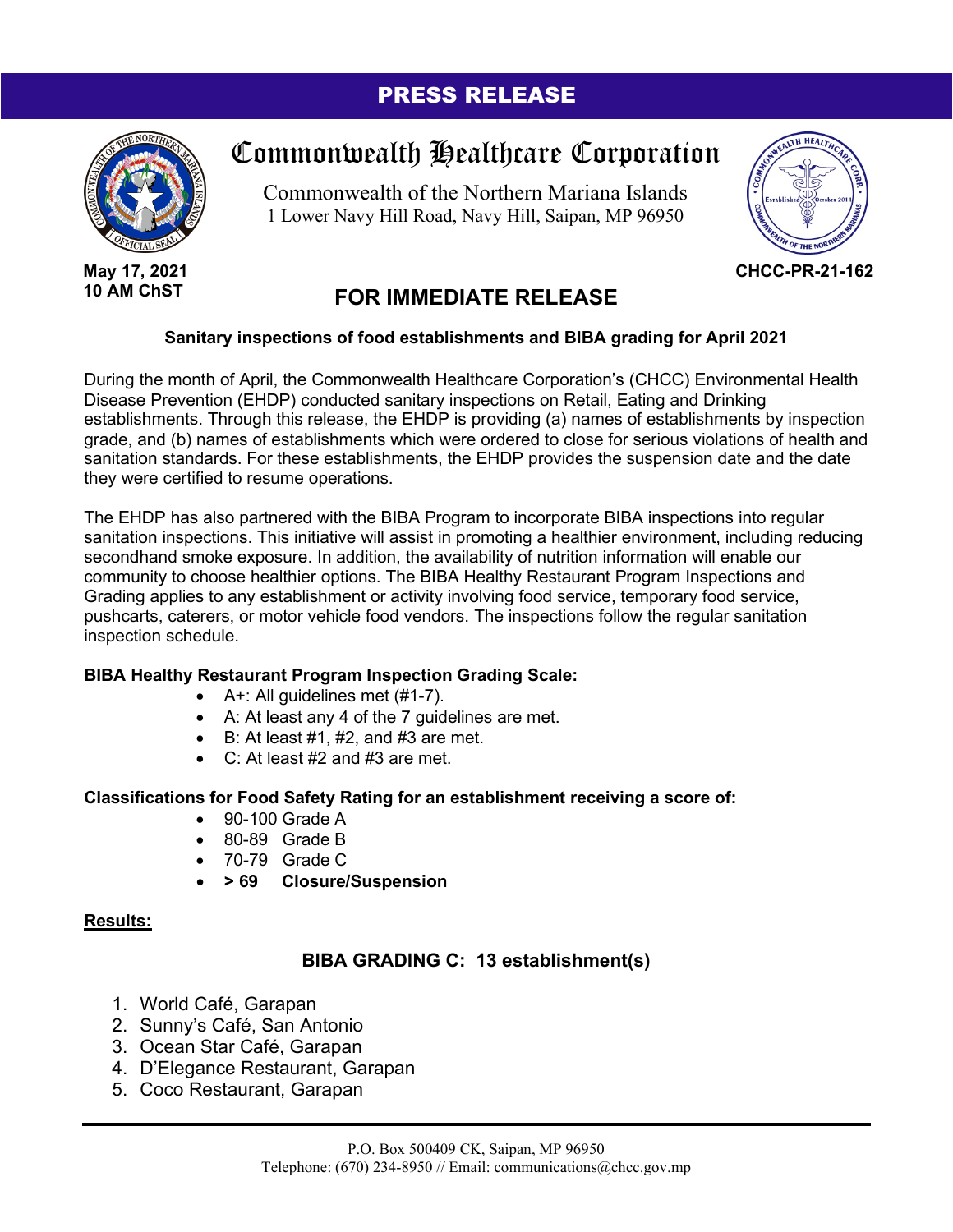# PRESS RELEASE

## Commonwealth Healthcare Corporation

Commonwealth of the Northern Mariana Islands
1 Lower Navy Hill Road, Navy Hill, Saipan, MP 96950

**May 17, 2021**
**10 AM ChST**

**CHCC-PR-21-162**

## FOR IMMEDIATE RELEASE

**Sanitary inspections of food establishments and BIBA grading for April 2021**

During the month of April, the Commonwealth Healthcare Corporation's (CHCC) Environmental Health Disease Prevention (EHDP) conducted sanitary inspections on Retail, Eating and Drinking establishments. Through this release, the EHDP is providing (a) names of establishments by inspection grade, and (b) names of establishments which were ordered to close for serious violations of health and sanitation standards. For these establishments, the EHDP provides the suspension date and the date they were certified to resume operations.

The EHDP has also partnered with the BIBA Program to incorporate BIBA inspections into regular sanitation inspections. This initiative will assist in promoting a healthier environment, including reducing secondhand smoke exposure. In addition, the availability of nutrition information will enable our community to choose healthier options. The BIBA Healthy Restaurant Program Inspections and Grading applies to any establishment or activity involving food service, temporary food service, pushcarts, caterers, or motor vehicle food vendors. The inspections follow the regular sanitation inspection schedule.

**BIBA Healthy Restaurant Program Inspection Grading Scale:**

- A+: All guidelines met (#1-7).
- A: At least any 4 of the 7 guidelines are met.
- B: At least #1, #2, and #3 are met.
- C: At least #2 and #3 are met.

**Classifications for Food Safety Rating for an establishment receiving a score of:**

- 90-100 Grade A
- 80-89 Grade B
- 70-79 Grade C
- **> 69 Closure/Suspension**

**Results:**

### BIBA GRADING C: 13 establishment(s)

1. World Café, Garapan
2. Sunny's Café, San Antonio
3. Ocean Star Café, Garapan
4. D'Elegance Restaurant, Garapan
5. Coco Restaurant, Garapan

P.O. Box 500409 CK, Saipan, MP 96950
Telephone: (670) 234-8950 // Email: communications@chcc.gov.mp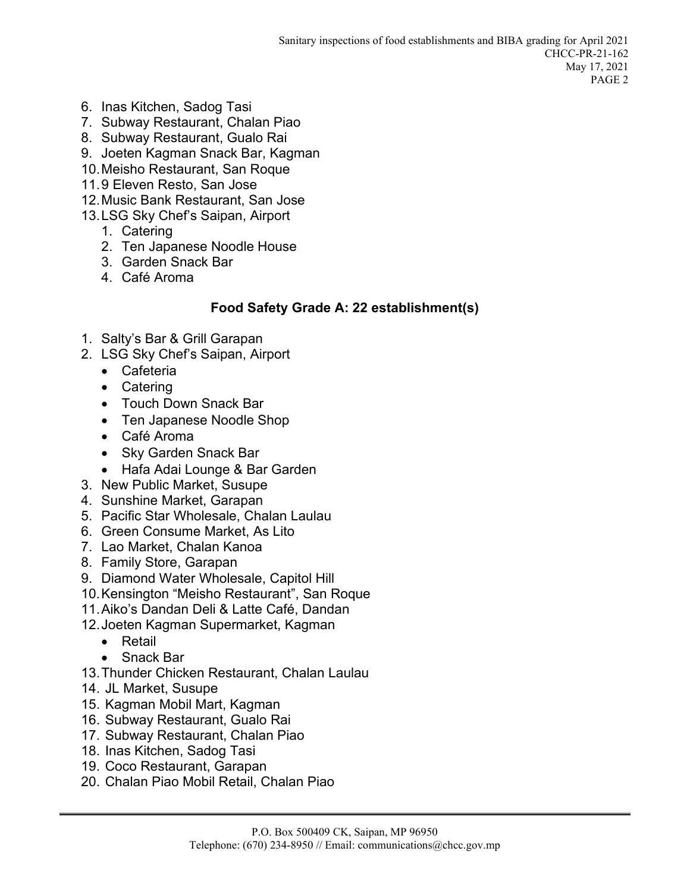6. Inas Kitchen, Sadog Tasi
7. Subway Restaurant, Chalan Piao
8. Subway Restaurant, Gualo Rai
9. Joeten Kagman Snack Bar, Kagman
10. Meisho Restaurant, San Roque
11. 9 Eleven Resto, San Jose
12. Music Bank Restaurant, San Jose
13. LSG Sky Chef's Saipan, Airport
    1. Catering
    2. Ten Japanese Noodle House
    3. Garden Snack Bar
    4. Café Aroma

### Food Safety Grade A: 22 establishment(s)

1. Salty's Bar & Grill Garapan
2. LSG Sky Chef's Saipan, Airport
    - Cafeteria
    - Catering
    - Touch Down Snack Bar
    - Ten Japanese Noodle Shop
    - Café Aroma
    - Sky Garden Snack Bar
    - Hafa Adai Lounge & Bar Garden
3. New Public Market, Susupe
4. Sunshine Market, Garapan
5. Pacific Star Wholesale, Chalan Laulau
6. Green Consume Market, As Lito
7. Lao Market, Chalan Kanoa
8. Family Store, Garapan
9. Diamond Water Wholesale, Capitol Hill
10. Kensington "Meisho Restaurant", San Roque
11. Aiko's Dandan Deli & Latte Café, Dandan
12. Joeten Kagman Supermarket, Kagman
    - Retail
    - Snack Bar
13. Thunder Chicken Restaurant, Chalan Laulau
14. JL Market, Susupe
15. Kagman Mobil Mart, Kagman
16. Subway Restaurant, Gualo Rai
17. Subway Restaurant, Chalan Piao
18. Inas Kitchen, Sadog Tasi
19. Coco Restaurant, Garapan
20. Chalan Piao Mobil Retail, Chalan Piao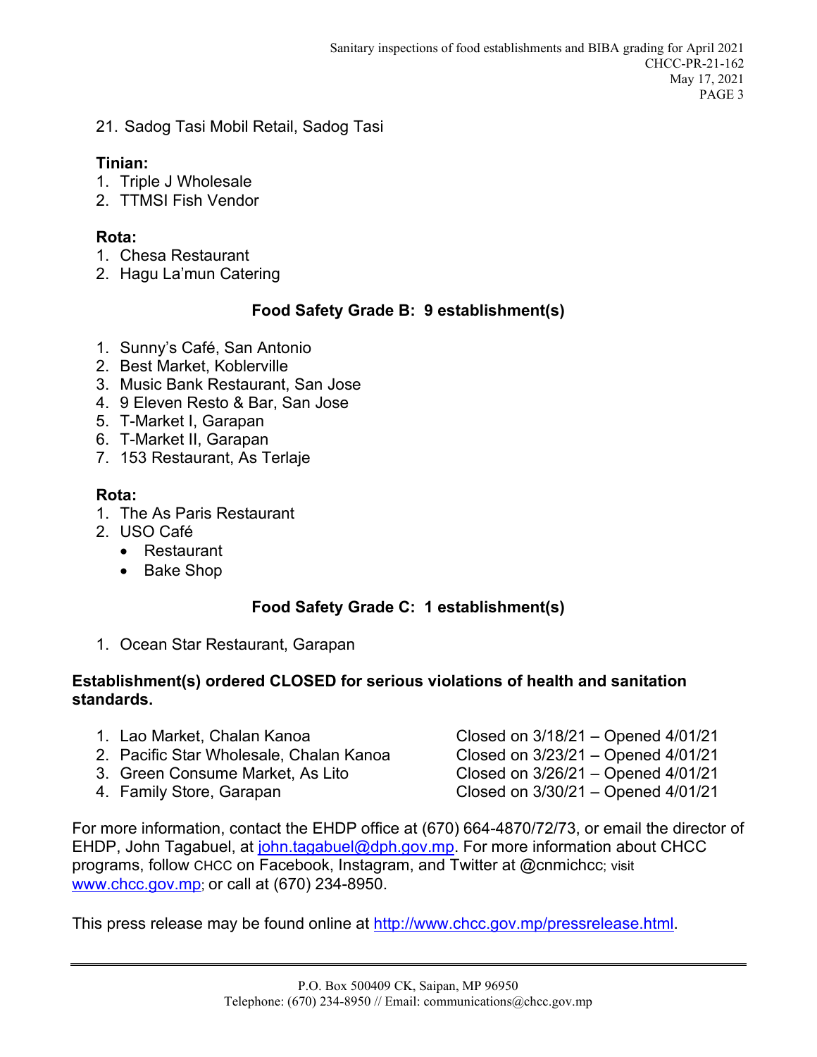21. Sadog Tasi Mobil Retail, Sadog Tasi

**Tinian:**

1. Triple J Wholesale
2. TTMSI Fish Vendor

**Rota:**

1. Chesa Restaurant
2. Hagu La'mun Catering

### Food Safety Grade B: 9 establishment(s)

1. Sunny's Café, San Antonio
2. Best Market, Koblerville
3. Music Bank Restaurant, San Jose
4. 9 Eleven Resto & Bar, San Jose
5. T-Market I, Garapan
6. T-Market II, Garapan
7. 153 Restaurant, As Terlaje

**Rota:**

1. The As Paris Restaurant
2. USO Café
   - Restaurant
   - Bake Shop

### Food Safety Grade C: 1 establishment(s)

1. Ocean Star Restaurant, Garapan

**Establishment(s) ordered CLOSED for serious violations of health and sanitation standards.**

1. Lao Market, Chalan Kanoa — Closed on 3/18/21 – Opened 4/01/21
2. Pacific Star Wholesale, Chalan Kanoa — Closed on 3/23/21 – Opened 4/01/21
3. Green Consume Market, As Lito — Closed on 3/26/21 – Opened 4/01/21
4. Family Store, Garapan — Closed on 3/30/21 – Opened 4/01/21

For more information, contact the EHDP office at (670) 664-4870/72/73, or email the director of EHDP, John Tagabuel, at john.tagabuel@dph.gov.mp. For more information about CHCC programs, follow CHCC on Facebook, Instagram, and Twitter at @cnmichcc; visit www.chcc.gov.mp; or call at (670) 234-8950.

This press release may be found online at http://www.chcc.gov.mp/pressrelease.html.